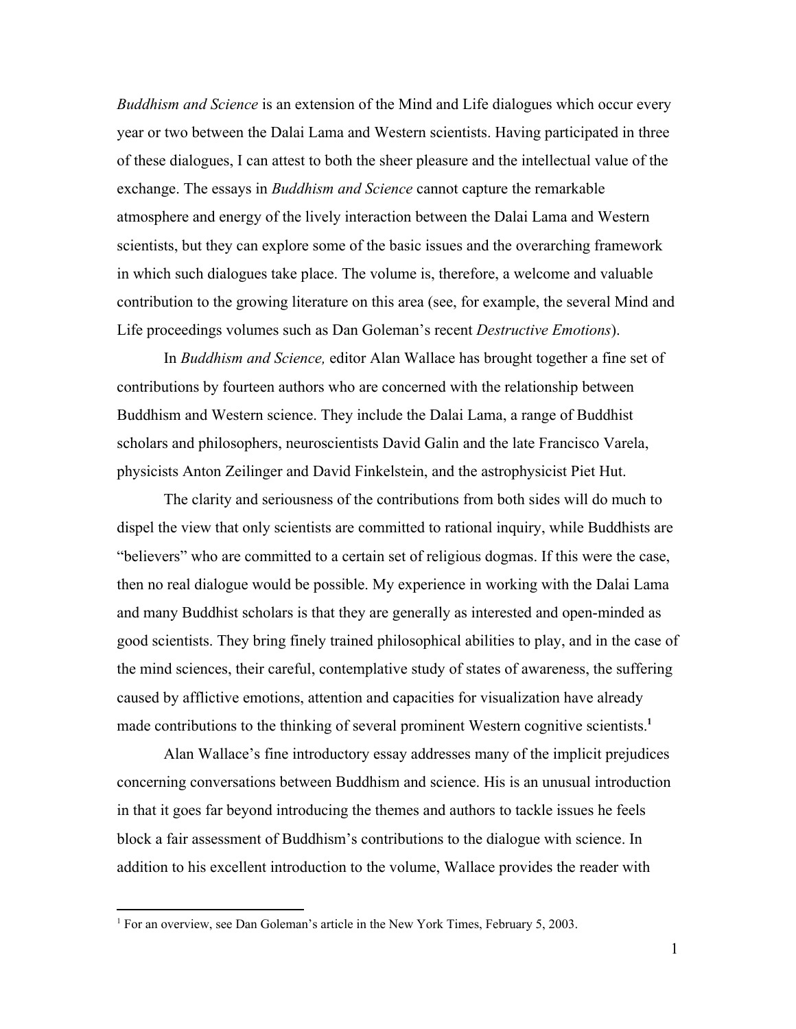*Buddhism and Science* is an extension of the Mind and Life dialogues which occur every year or two between the Dalai Lama and Western scientists. Having participated in three of these dialogues, I can attest to both the sheer pleasure and the intellectual value of the exchange. The essays in *Buddhism and Science* cannot capture the remarkable atmosphere and energy of the lively interaction between the Dalai Lama and Western scientists, but they can explore some of the basic issues and the overarching framework in which such dialogues take place. The volume is, therefore, a welcome and valuable contribution to the growing literature on this area (see, for example, the several Mind and Life proceedings volumes such as Dan Goleman's recent *Destructive Emotions*).

In *Buddhism and Science,* editor Alan Wallace has brought together a fine set of contributions by fourteen authors who are concerned with the relationship between Buddhism and Western science. They include the Dalai Lama, a range of Buddhist scholars and philosophers, neuroscientists David Galin and the late Francisco Varela, physicists Anton Zeilinger and David Finkelstein, and the astrophysicist Piet Hut.

The clarity and seriousness of the contributions from both sides will do much to dispel the view that only scientists are committed to rational inquiry, while Buddhists are "believers" who are committed to a certain set of religious dogmas. If this were the case, then no real dialogue would be possible. My experience in working with the Dalai Lama and many Buddhist scholars is that they are generally as interested and open-minded as good scientists. They bring finely trained philosophical abilities to play, and in the case of the mind sciences, their careful, contemplative study of states of awareness, the suffering caused by afflictive emotions, attention and capacities for visualization have already made contributions to the thinking of several prominent Western cognitive scientists.[1]

Alan Wallace's fine introductory essay addresses many of the implicit prejudices concerning conversations between Buddhism and science. His is an unusual introduction in that it goes far beyond introducing the themes and authors to tackle issues he feels block a fair assessment of Buddhism's contributions to the dialogue with science. In addition to his excellent introduction to the volume, Wallace provides the reader with

[1] For an overview, see Dan Goleman's article in the New York Times, February 5, 2003.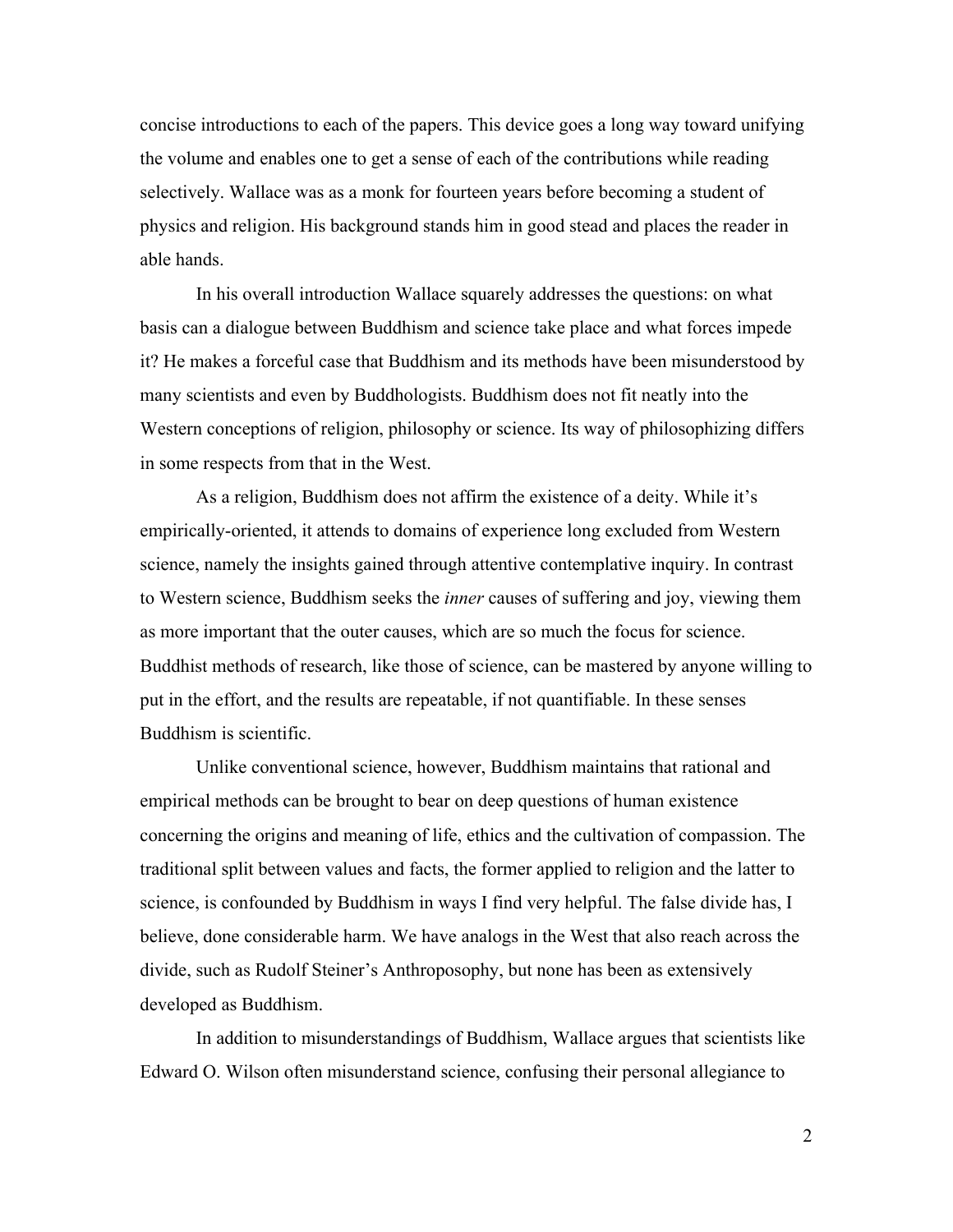concise introductions to each of the papers. This device goes a long way toward unifying the volume and enables one to get a sense of each of the contributions while reading selectively. Wallace was as a monk for fourteen years before becoming a student of physics and religion. His background stands him in good stead and places the reader in able hands.

In his overall introduction Wallace squarely addresses the questions: on what basis can a dialogue between Buddhism and science take place and what forces impede it? He makes a forceful case that Buddhism and its methods have been misunderstood by many scientists and even by Buddhologists. Buddhism does not fit neatly into the Western conceptions of religion, philosophy or science. Its way of philosophizing differs in some respects from that in the West.

As a religion, Buddhism does not affirm the existence of a deity. While it's empirically-oriented, it attends to domains of experience long excluded from Western science, namely the insights gained through attentive contemplative inquiry. In contrast to Western science, Buddhism seeks the *inner* causes of suffering and joy, viewing them as more important that the outer causes, which are so much the focus for science. Buddhist methods of research, like those of science, can be mastered by anyone willing to put in the effort, and the results are repeatable, if not quantifiable. In these senses Buddhism is scientific.

Unlike conventional science, however, Buddhism maintains that rational and empirical methods can be brought to bear on deep questions of human existence concerning the origins and meaning of life, ethics and the cultivation of compassion. The traditional split between values and facts, the former applied to religion and the latter to science, is confounded by Buddhism in ways I find very helpful. The false divide has, I believe, done considerable harm. We have analogs in the West that also reach across the divide, such as Rudolf Steiner's Anthroposophy, but none has been as extensively developed as Buddhism.

In addition to misunderstandings of Buddhism, Wallace argues that scientists like Edward O. Wilson often misunderstand science, confusing their personal allegiance to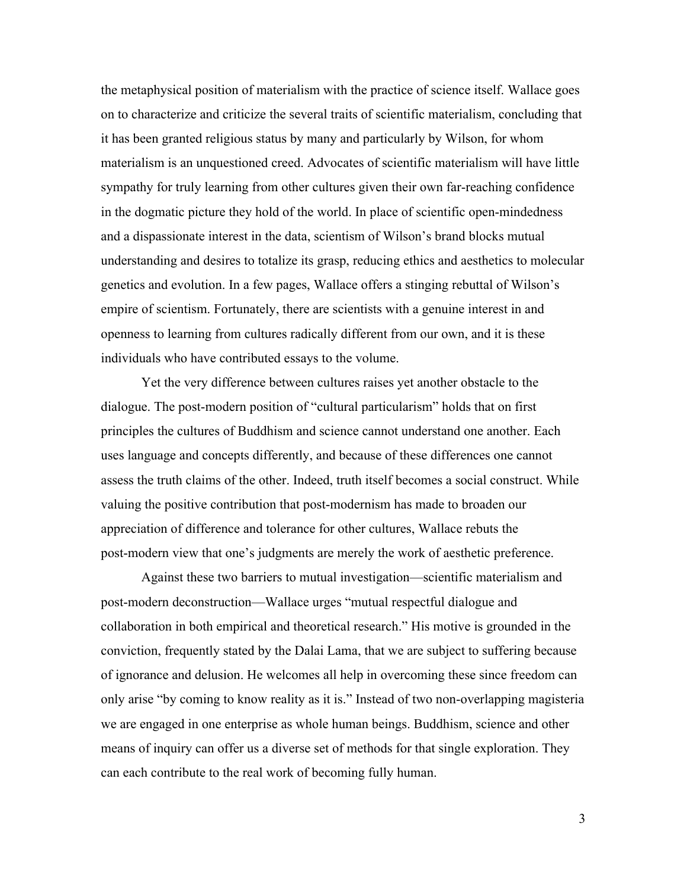the metaphysical position of materialism with the practice of science itself. Wallace goes on to characterize and criticize the several traits of scientific materialism, concluding that it has been granted religious status by many and particularly by Wilson, for whom materialism is an unquestioned creed. Advocates of scientific materialism will have little sympathy for truly learning from other cultures given their own far-reaching confidence in the dogmatic picture they hold of the world. In place of scientific open-mindedness and a dispassionate interest in the data, scientism of Wilson's brand blocks mutual understanding and desires to totalize its grasp, reducing ethics and aesthetics to molecular genetics and evolution. In a few pages, Wallace offers a stinging rebuttal of Wilson's empire of scientism. Fortunately, there are scientists with a genuine interest in and openness to learning from cultures radically different from our own, and it is these individuals who have contributed essays to the volume.

Yet the very difference between cultures raises yet another obstacle to the dialogue. The post-modern position of "cultural particularism" holds that on first principles the cultures of Buddhism and science cannot understand one another. Each uses language and concepts differently, and because of these differences one cannot assess the truth claims of the other. Indeed, truth itself becomes a social construct. While valuing the positive contribution that post-modernism has made to broaden our appreciation of difference and tolerance for other cultures, Wallace rebuts the post-modern view that one's judgments are merely the work of aesthetic preference.

Against these two barriers to mutual investigation—scientific materialism and post-modern deconstruction—Wallace urges "mutual respectful dialogue and collaboration in both empirical and theoretical research." His motive is grounded in the conviction, frequently stated by the Dalai Lama, that we are subject to suffering because of ignorance and delusion. He welcomes all help in overcoming these since freedom can only arise "by coming to know reality as it is." Instead of two non-overlapping magisteria we are engaged in one enterprise as whole human beings. Buddhism, science and other means of inquiry can offer us a diverse set of methods for that single exploration. They can each contribute to the real work of becoming fully human.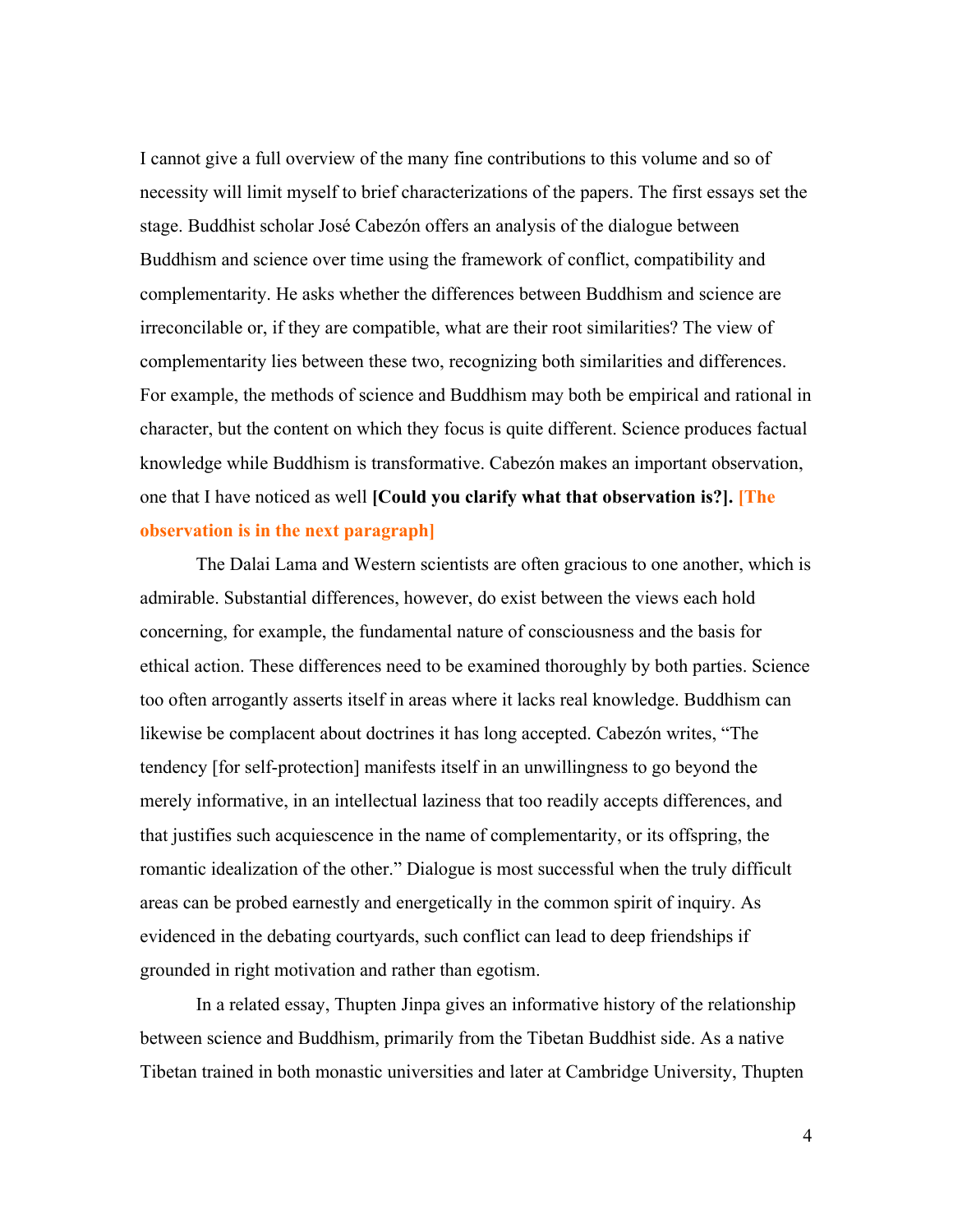I cannot give a full overview of the many fine contributions to this volume and so of necessity will limit myself to brief characterizations of the papers. The first essays set the stage. Buddhist scholar José Cabezón offers an analysis of the dialogue between Buddhism and science over time using the framework of conflict, compatibility and complementarity. He asks whether the differences between Buddhism and science are irreconcilable or, if they are compatible, what are their root similarities? The view of complementarity lies between these two, recognizing both similarities and differences. For example, the methods of science and Buddhism may both be empirical and rational in character, but the content on which they focus is quite different. Science produces factual knowledge while Buddhism is transformative. Cabezón makes an important observation, one that I have noticed as well **[Could you clarify what that observation is?]. [The observation is in the next paragraph]**

The Dalai Lama and Western scientists are often gracious to one another, which is admirable. Substantial differences, however, do exist between the views each hold concerning, for example, the fundamental nature of consciousness and the basis for ethical action. These differences need to be examined thoroughly by both parties. Science too often arrogantly asserts itself in areas where it lacks real knowledge. Buddhism can likewise be complacent about doctrines it has long accepted. Cabezón writes, "The tendency [for self-protection] manifests itself in an unwillingness to go beyond the merely informative, in an intellectual laziness that too readily accepts differences, and that justifies such acquiescence in the name of complementarity, or its offspring, the romantic idealization of the other." Dialogue is most successful when the truly difficult areas can be probed earnestly and energetically in the common spirit of inquiry. As evidenced in the debating courtyards, such conflict can lead to deep friendships if grounded in right motivation and rather than egotism.

In a related essay, Thupten Jinpa gives an informative history of the relationship between science and Buddhism, primarily from the Tibetan Buddhist side. As a native Tibetan trained in both monastic universities and later at Cambridge University, Thupten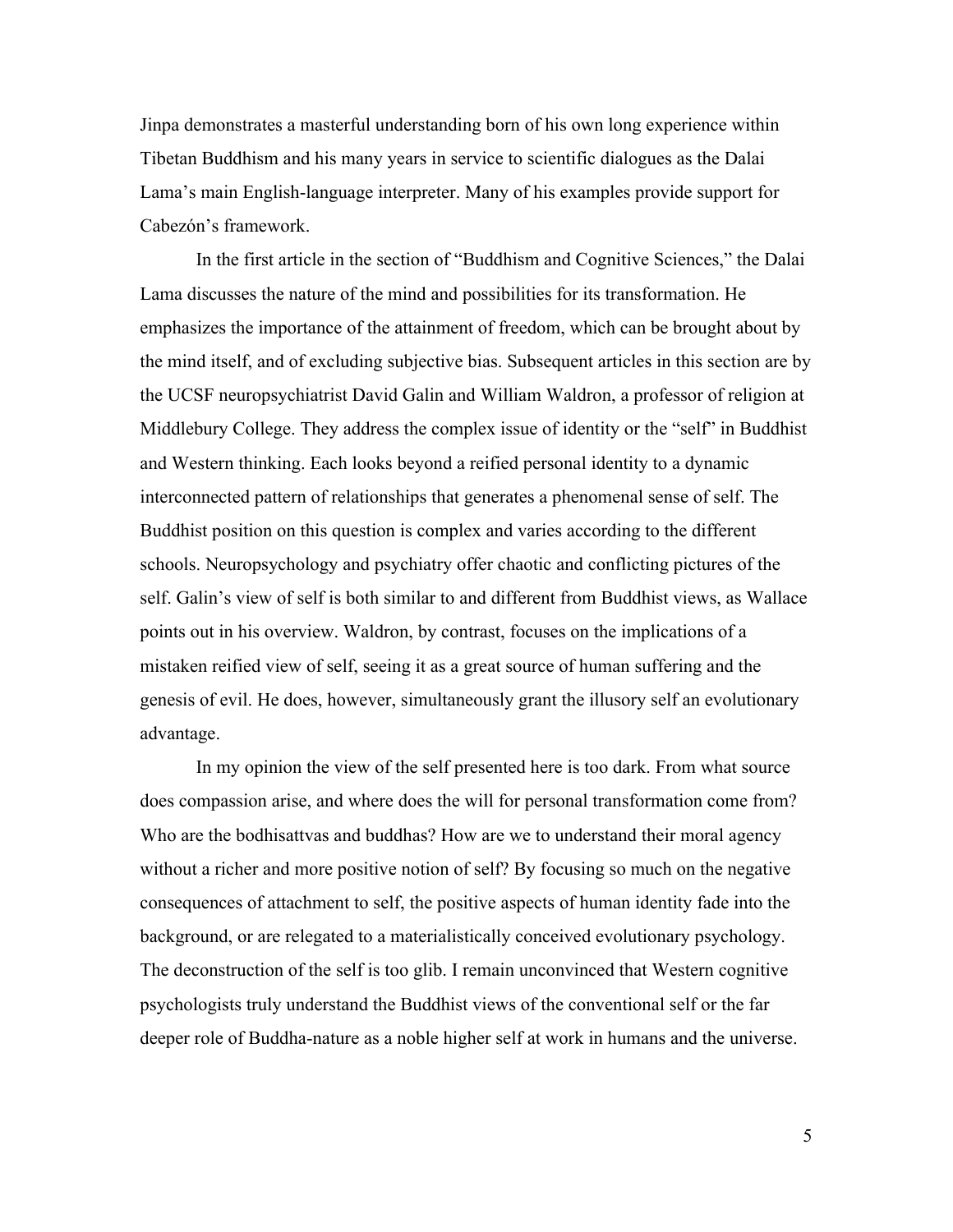Jinpa demonstrates a masterful understanding born of his own long experience within Tibetan Buddhism and his many years in service to scientific dialogues as the Dalai Lama's main English-language interpreter. Many of his examples provide support for Cabezón's framework.

In the first article in the section of "Buddhism and Cognitive Sciences," the Dalai Lama discusses the nature of the mind and possibilities for its transformation. He emphasizes the importance of the attainment of freedom, which can be brought about by the mind itself, and of excluding subjective bias. Subsequent articles in this section are by the UCSF neuropsychiatrist David Galin and William Waldron, a professor of religion at Middlebury College. They address the complex issue of identity or the "self" in Buddhist and Western thinking. Each looks beyond a reified personal identity to a dynamic interconnected pattern of relationships that generates a phenomenal sense of self. The Buddhist position on this question is complex and varies according to the different schools. Neuropsychology and psychiatry offer chaotic and conflicting pictures of the self. Galin's view of self is both similar to and different from Buddhist views, as Wallace points out in his overview. Waldron, by contrast, focuses on the implications of a mistaken reified view of self, seeing it as a great source of human suffering and the genesis of evil. He does, however, simultaneously grant the illusory self an evolutionary advantage.

In my opinion the view of the self presented here is too dark. From what source does compassion arise, and where does the will for personal transformation come from? Who are the bodhisattvas and buddhas? How are we to understand their moral agency without a richer and more positive notion of self? By focusing so much on the negative consequences of attachment to self, the positive aspects of human identity fade into the background, or are relegated to a materialistically conceived evolutionary psychology. The deconstruction of the self is too glib. I remain unconvinced that Western cognitive psychologists truly understand the Buddhist views of the conventional self or the far deeper role of Buddha-nature as a noble higher self at work in humans and the universe.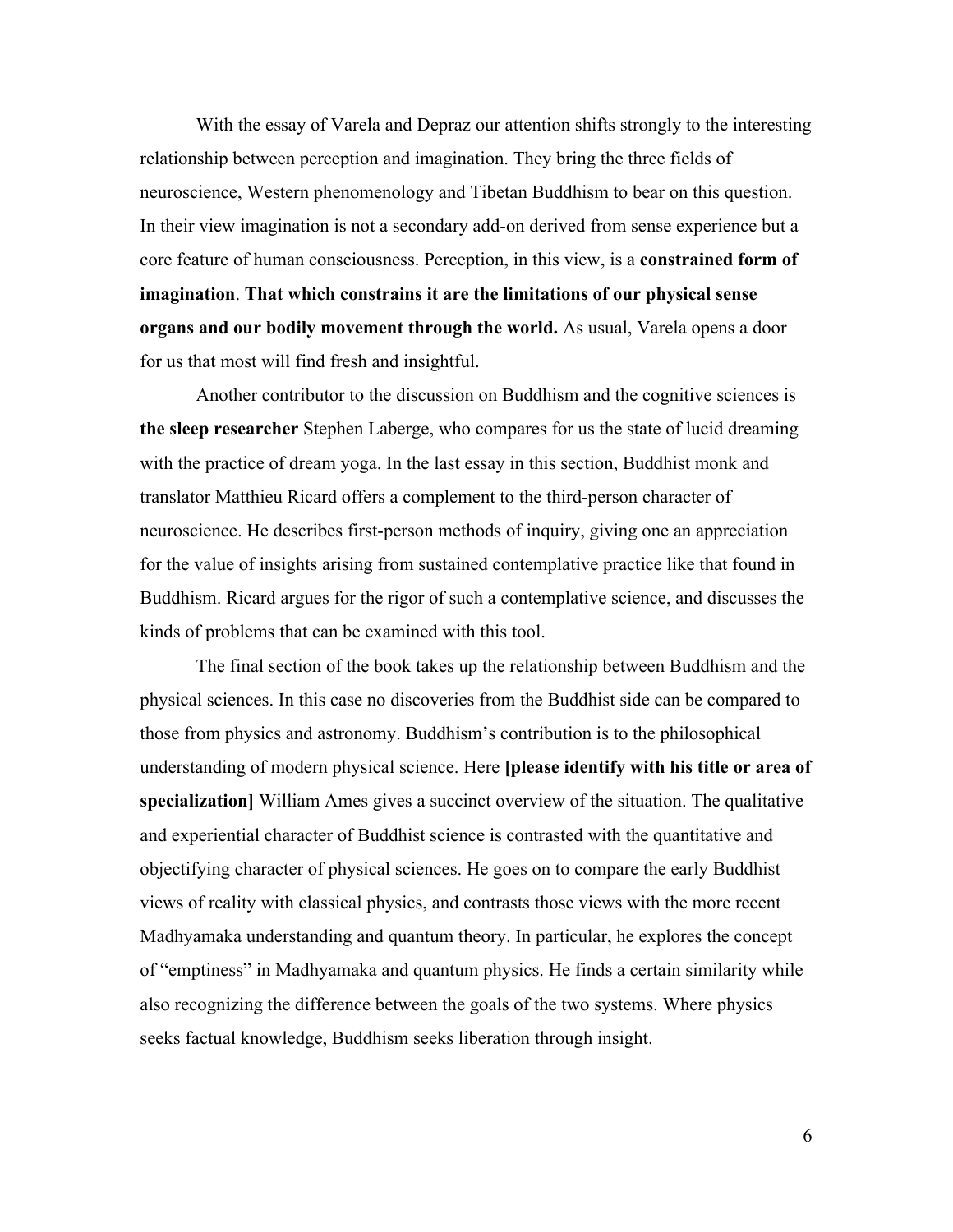With the essay of Varela and Depraz our attention shifts strongly to the interesting relationship between perception and imagination. They bring the three fields of neuroscience, Western phenomenology and Tibetan Buddhism to bear on this question. In their view imagination is not a secondary add-on derived from sense experience but a core feature of human consciousness. Perception, in this view, is a **constrained form of imagination**. **That which constrains it are the limitations of our physical sense organs and our bodily movement through the world.** As usual, Varela opens a door for us that most will find fresh and insightful.

Another contributor to the discussion on Buddhism and the cognitive sciences is **the sleep researcher** Stephen Laberge, who compares for us the state of lucid dreaming with the practice of dream yoga. In the last essay in this section, Buddhist monk and translator Matthieu Ricard offers a complement to the third-person character of neuroscience. He describes first-person methods of inquiry, giving one an appreciation for the value of insights arising from sustained contemplative practice like that found in Buddhism. Ricard argues for the rigor of such a contemplative science, and discusses the kinds of problems that can be examined with this tool.

The final section of the book takes up the relationship between Buddhism and the physical sciences. In this case no discoveries from the Buddhist side can be compared to those from physics and astronomy. Buddhism's contribution is to the philosophical understanding of modern physical science. Here **[please identify with his title or area of specialization]** William Ames gives a succinct overview of the situation. The qualitative and experiential character of Buddhist science is contrasted with the quantitative and objectifying character of physical sciences. He goes on to compare the early Buddhist views of reality with classical physics, and contrasts those views with the more recent Madhyamaka understanding and quantum theory. In particular, he explores the concept of "emptiness" in Madhyamaka and quantum physics. He finds a certain similarity while also recognizing the difference between the goals of the two systems. Where physics seeks factual knowledge, Buddhism seeks liberation through insight.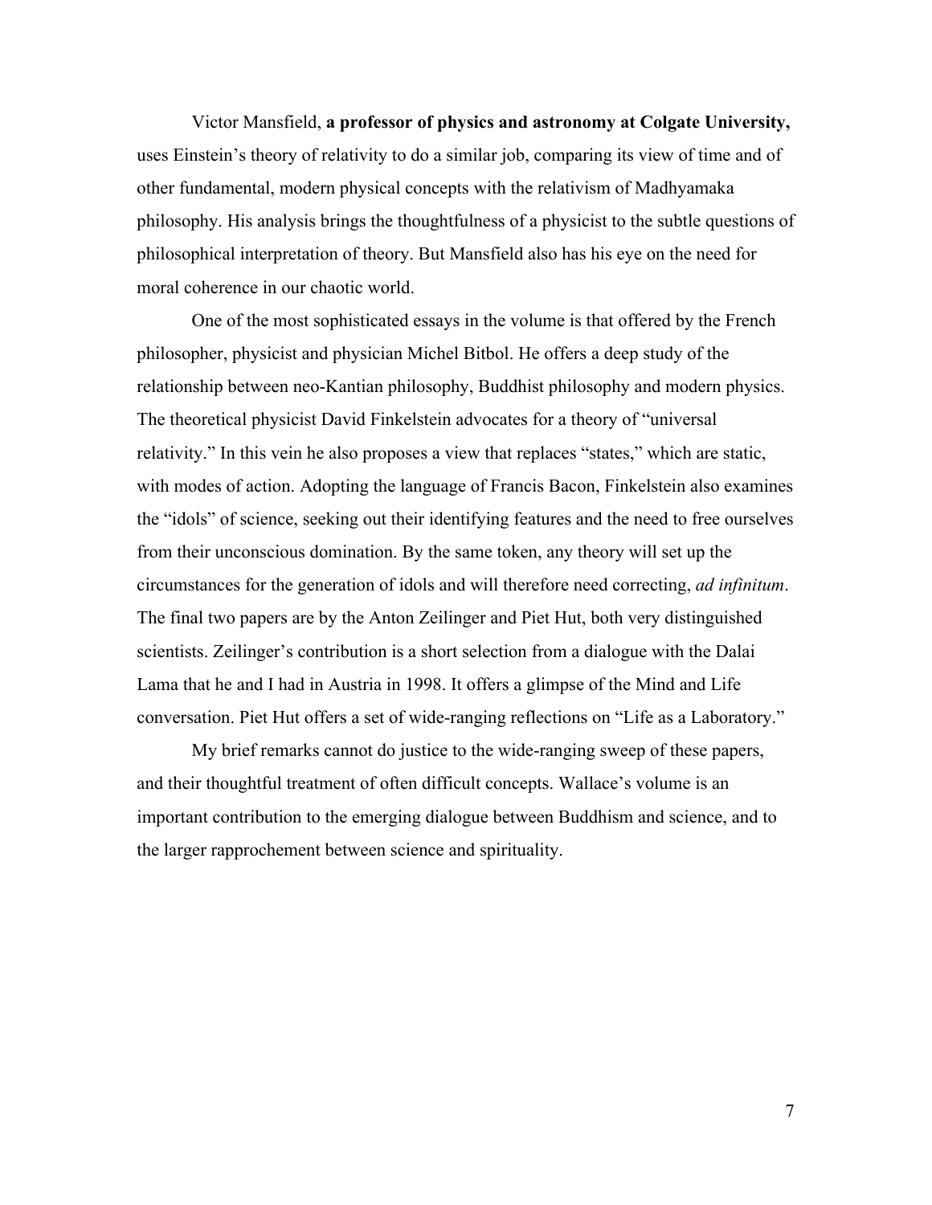Victor Mansfield, **a professor of physics and astronomy at Colgate University,** uses Einstein's theory of relativity to do a similar job, comparing its view of time and of other fundamental, modern physical concepts with the relativism of Madhyamaka philosophy. His analysis brings the thoughtfulness of a physicist to the subtle questions of philosophical interpretation of theory. But Mansfield also has his eye on the need for moral coherence in our chaotic world.

One of the most sophisticated essays in the volume is that offered by the French philosopher, physicist and physician Michel Bitbol. He offers a deep study of the relationship between neo-Kantian philosophy, Buddhist philosophy and modern physics. The theoretical physicist David Finkelstein advocates for a theory of "universal relativity." In this vein he also proposes a view that replaces "states," which are static, with modes of action. Adopting the language of Francis Bacon, Finkelstein also examines the "idols" of science, seeking out their identifying features and the need to free ourselves from their unconscious domination. By the same token, any theory will set up the circumstances for the generation of idols and will therefore need correcting, *ad infinitum*. The final two papers are by the Anton Zeilinger and Piet Hut, both very distinguished scientists. Zeilinger's contribution is a short selection from a dialogue with the Dalai Lama that he and I had in Austria in 1998. It offers a glimpse of the Mind and Life conversation. Piet Hut offers a set of wide-ranging reflections on "Life as a Laboratory."

My brief remarks cannot do justice to the wide-ranging sweep of these papers, and their thoughtful treatment of often difficult concepts. Wallace's volume is an important contribution to the emerging dialogue between Buddhism and science, and to the larger rapprochement between science and spirituality.